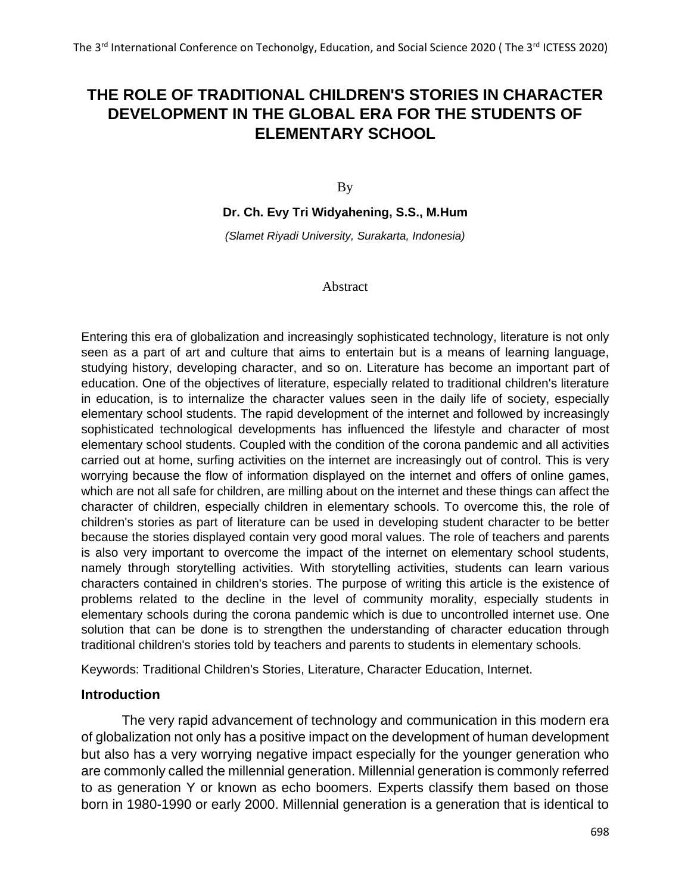# THE ROLE OF TRADITIONAL CHILDREN'S STORIES IN CHARACTER DEVELOPMENT IN THE GLOBAL ERA FOR THE STUDENTS OF ELEMENTARY SCHOOL

By

**Dr. Ch. Evy Tri Widyahening, S.S., M.Hum**

*(Slamet Riyadi University, Surakarta, Indonesia)*

Abstract

Entering this era of globalization and increasingly sophisticated technology, literature is not only seen as a part of art and culture that aims to entertain but is a means of learning language, studying history, developing character, and so on. Literature has become an important part of education. One of the objectives of literature, especially related to traditional children's literature in education, is to internalize the character values seen in the daily life of society, especially elementary school students. The rapid development of the internet and followed by increasingly sophisticated technological developments has influenced the lifestyle and character of most elementary school students. Coupled with the condition of the corona pandemic and all activities carried out at home, surfing activities on the internet are increasingly out of control. This is very worrying because the flow of information displayed on the internet and offers of online games, which are not all safe for children, are milling about on the internet and these things can affect the character of children, especially children in elementary schools. To overcome this, the role of children's stories as part of literature can be used in developing student character to be better because the stories displayed contain very good moral values. The role of teachers and parents is also very important to overcome the impact of the internet on elementary school students, namely through storytelling activities. With storytelling activities, students can learn various characters contained in children's stories. The purpose of writing this article is the existence of problems related to the decline in the level of community morality, especially students in elementary schools during the corona pandemic which is due to uncontrolled internet use. One solution that can be done is to strengthen the understanding of character education through traditional children's stories told by teachers and parents to students in elementary schools.

Keywords: Traditional Children's Stories, Literature, Character Education, Internet.

## Introduction

The very rapid advancement of technology and communication in this modern era of globalization not only has a positive impact on the development of human development but also has a very worrying negative impact especially for the younger generation who are commonly called the millennial generation. Millennial generation is commonly referred to as generation Y or known as echo boomers. Experts classify them based on those born in 1980-1990 or early 2000. Millennial generation is a generation that is identical to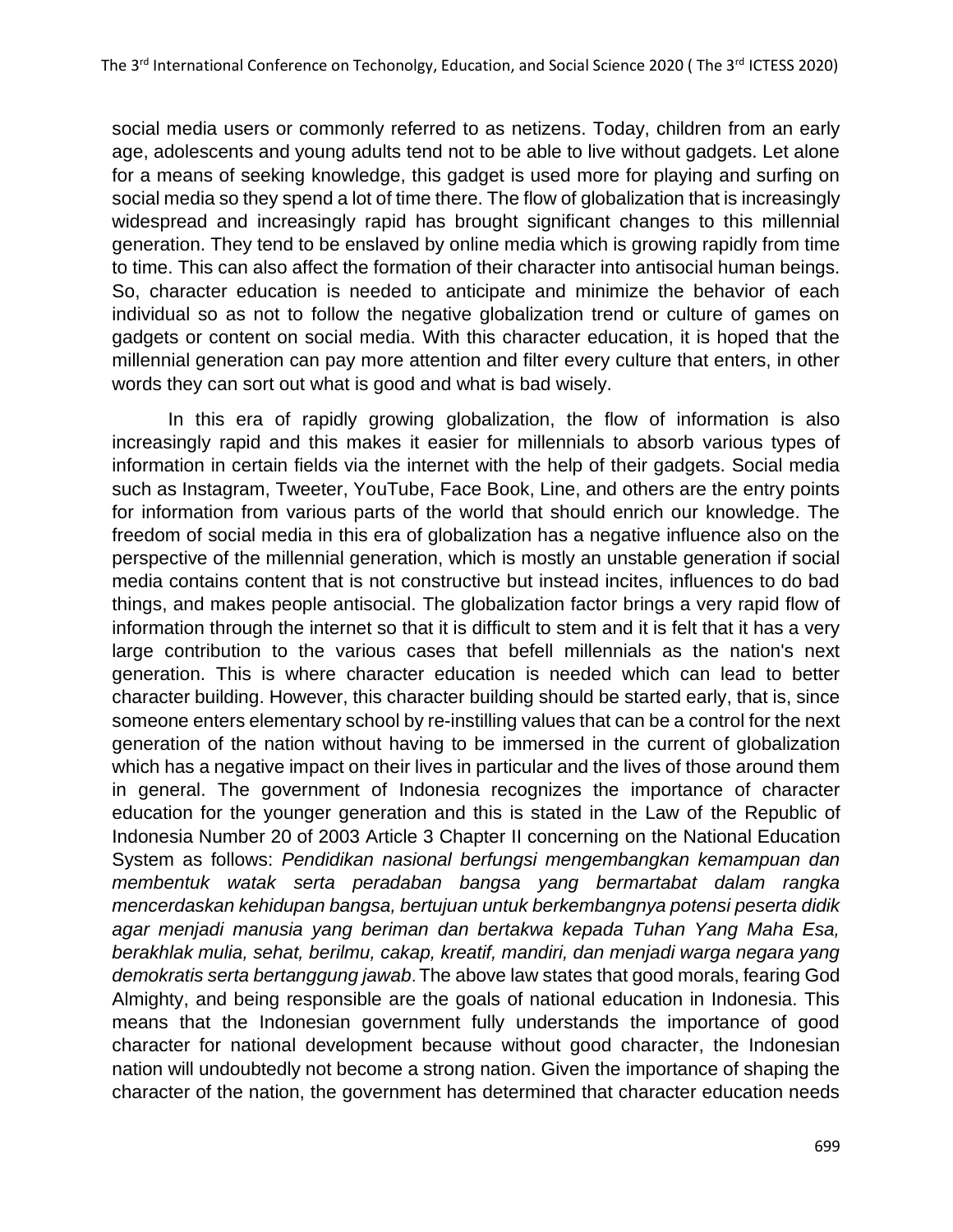social media users or commonly referred to as netizens. Today, children from an early age, adolescents and young adults tend not to be able to live without gadgets. Let alone for a means of seeking knowledge, this gadget is used more for playing and surfing on social media so they spend a lot of time there. The flow of globalization that is increasingly widespread and increasingly rapid has brought significant changes to this millennial generation. They tend to be enslaved by online media which is growing rapidly from time to time. This can also affect the formation of their character into antisocial human beings. So, character education is needed to anticipate and minimize the behavior of each individual so as not to follow the negative globalization trend or culture of games on gadgets or content on social media. With this character education, it is hoped that the millennial generation can pay more attention and filter every culture that enters, in other words they can sort out what is good and what is bad wisely.

In this era of rapidly growing globalization, the flow of information is also increasingly rapid and this makes it easier for millennials to absorb various types of information in certain fields via the internet with the help of their gadgets. Social media such as Instagram, Tweeter, YouTube, Face Book, Line, and others are the entry points for information from various parts of the world that should enrich our knowledge. The freedom of social media in this era of globalization has a negative influence also on the perspective of the millennial generation, which is mostly an unstable generation if social media contains content that is not constructive but instead incites, influences to do bad things, and makes people antisocial. The globalization factor brings a very rapid flow of information through the internet so that it is difficult to stem and it is felt that it has a very large contribution to the various cases that befell millennials as the nation's next generation. This is where character education is needed which can lead to better character building. However, this character building should be started early, that is, since someone enters elementary school by re-instilling values that can be a control for the next generation of the nation without having to be immersed in the current of globalization which has a negative impact on their lives in particular and the lives of those around them in general. The government of Indonesia recognizes the importance of character education for the younger generation and this is stated in the Law of the Republic of Indonesia Number 20 of 2003 Article 3 Chapter II concerning on the National Education System as follows: *Pendidikan nasional berfungsi mengembangkan kemampuan dan membentuk watak serta peradaban bangsa yang bermartabat dalam rangka mencerdaskan kehidupan bangsa, bertujuan untuk berkembangnya potensi peserta didik agar menjadi manusia yang beriman dan bertakwa kepada Tuhan Yang Maha Esa, berakhlak mulia, sehat, berilmu, cakap, kreatif, mandiri, dan menjadi warga negara yang demokratis serta bertanggung jawab*. The above law states that good morals, fearing God Almighty, and being responsible are the goals of national education in Indonesia. This means that the Indonesian government fully understands the importance of good character for national development because without good character, the Indonesian nation will undoubtedly not become a strong nation. Given the importance of shaping the character of the nation, the government has determined that character education needs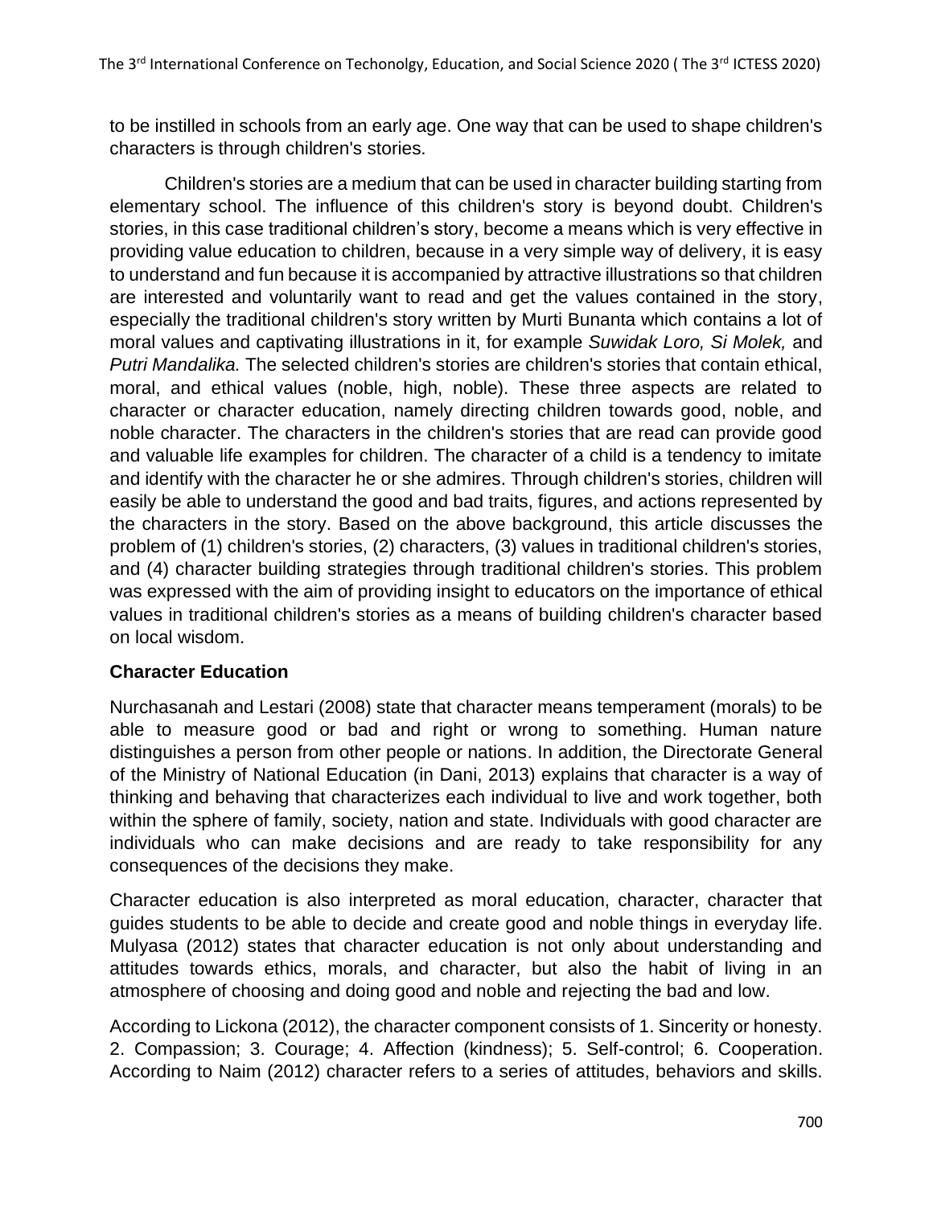to be instilled in schools from an early age. One way that can be used to shape children's characters is through children's stories.

Children's stories are a medium that can be used in character building starting from elementary school. The influence of this children's story is beyond doubt. Children's stories, in this case traditional children's story, become a means which is very effective in providing value education to children, because in a very simple way of delivery, it is easy to understand and fun because it is accompanied by attractive illustrations so that children are interested and voluntarily want to read and get the values contained in the story, especially the traditional children's story written by Murti Bunanta which contains a lot of moral values and captivating illustrations in it, for example *Suwidak Loro, Si Molek,* and *Putri Mandalika.* The selected children's stories are children's stories that contain ethical, moral, and ethical values (noble, high, noble). These three aspects are related to character or character education, namely directing children towards good, noble, and noble character. The characters in the children's stories that are read can provide good and valuable life examples for children. The character of a child is a tendency to imitate and identify with the character he or she admires. Through children's stories, children will easily be able to understand the good and bad traits, figures, and actions represented by the characters in the story. Based on the above background, this article discusses the problem of (1) children's stories, (2) characters, (3) values in traditional children's stories, and (4) character building strategies through traditional children's stories. This problem was expressed with the aim of providing insight to educators on the importance of ethical values in traditional children's stories as a means of building children's character based on local wisdom.

## Character Education

Nurchasanah and Lestari (2008) state that character means temperament (morals) to be able to measure good or bad and right or wrong to something. Human nature distinguishes a person from other people or nations. In addition, the Directorate General of the Ministry of National Education (in Dani, 2013) explains that character is a way of thinking and behaving that characterizes each individual to live and work together, both within the sphere of family, society, nation and state. Individuals with good character are individuals who can make decisions and are ready to take responsibility for any consequences of the decisions they make.

Character education is also interpreted as moral education, character, character that guides students to be able to decide and create good and noble things in everyday life. Mulyasa (2012) states that character education is not only about understanding and attitudes towards ethics, morals, and character, but also the habit of living in an atmosphere of choosing and doing good and noble and rejecting the bad and low.

According to Lickona (2012), the character component consists of 1. Sincerity or honesty. 2. Compassion; 3. Courage; 4. Affection (kindness); 5. Self-control; 6. Cooperation. According to Naim (2012) character refers to a series of attitudes, behaviors and skills.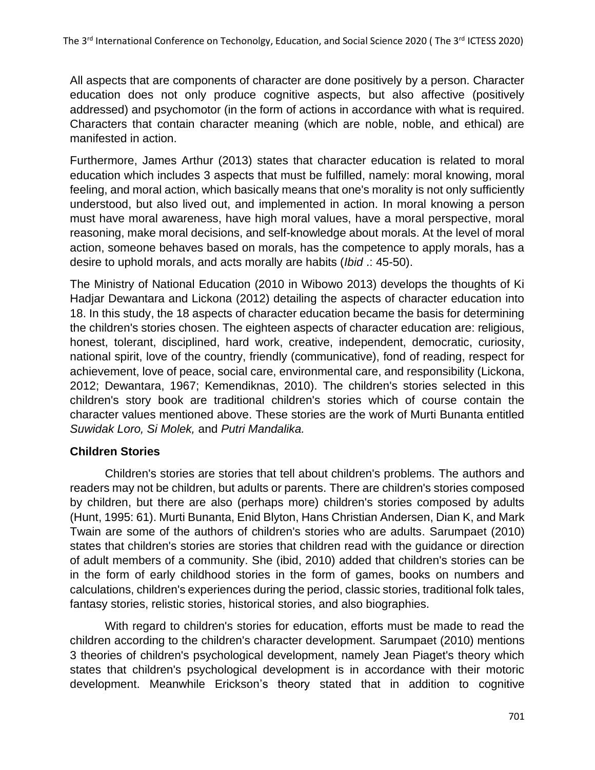All aspects that are components of character are done positively by a person. Character education does not only produce cognitive aspects, but also affective (positively addressed) and psychomotor (in the form of actions in accordance with what is required. Characters that contain character meaning (which are noble, noble, and ethical) are manifested in action.

Furthermore, James Arthur (2013) states that character education is related to moral education which includes 3 aspects that must be fulfilled, namely: moral knowing, moral feeling, and moral action, which basically means that one's morality is not only sufficiently understood, but also lived out, and implemented in action. In moral knowing a person must have moral awareness, have high moral values, have a moral perspective, moral reasoning, make moral decisions, and self-knowledge about morals. At the level of moral action, someone behaves based on morals, has the competence to apply morals, has a desire to uphold morals, and acts morally are habits (*Ibid* .: 45-50).

The Ministry of National Education (2010 in Wibowo 2013) develops the thoughts of Ki Hadjar Dewantara and Lickona (2012) detailing the aspects of character education into 18. In this study, the 18 aspects of character education became the basis for determining the children's stories chosen. The eighteen aspects of character education are: religious, honest, tolerant, disciplined, hard work, creative, independent, democratic, curiosity, national spirit, love of the country, friendly (communicative), fond of reading, respect for achievement, love of peace, social care, environmental care, and responsibility (Lickona, 2012; Dewantara, 1967; Kemendiknas, 2010). The children's stories selected in this children's story book are traditional children's stories which of course contain the character values mentioned above. These stories are the work of Murti Bunanta entitled *Suwidak Loro, Si Molek,* and *Putri Mandalika.*

### Children Stories

Children's stories are stories that tell about children's problems. The authors and readers may not be children, but adults or parents. There are children's stories composed by children, but there are also (perhaps more) children's stories composed by adults (Hunt, 1995: 61). Murti Bunanta, Enid Blyton, Hans Christian Andersen, Dian K, and Mark Twain are some of the authors of children's stories who are adults. Sarumpaet (2010) states that children's stories are stories that children read with the guidance or direction of adult members of a community. She (ibid, 2010) added that children's stories can be in the form of early childhood stories in the form of games, books on numbers and calculations, children's experiences during the period, classic stories, traditional folk tales, fantasy stories, relistic stories, historical stories, and also biographies.

With regard to children's stories for education, efforts must be made to read the children according to the children's character development. Sarumpaet (2010) mentions 3 theories of children's psychological development, namely Jean Piaget's theory which states that children's psychological development is in accordance with their motoric development. Meanwhile Erickson's theory stated that in addition to cognitive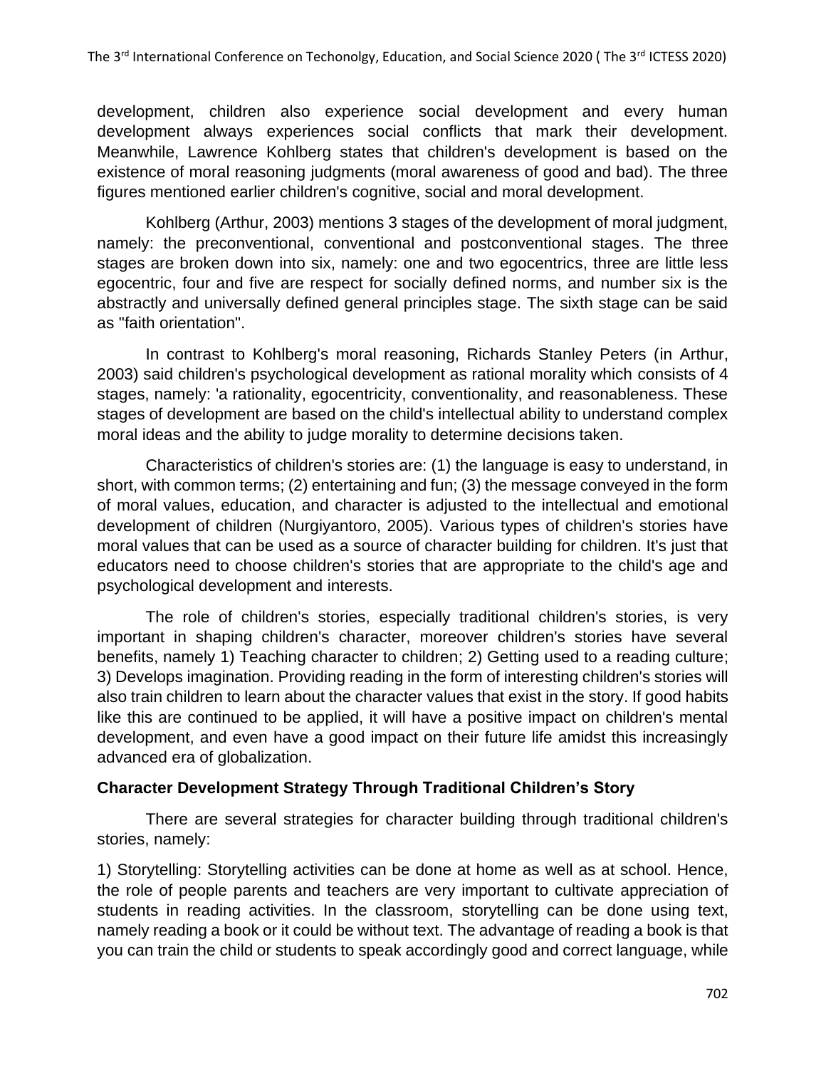development, children also experience social development and every human development always experiences social conflicts that mark their development. Meanwhile, Lawrence Kohlberg states that children's development is based on the existence of moral reasoning judgments (moral awareness of good and bad). The three figures mentioned earlier children's cognitive, social and moral development.

Kohlberg (Arthur, 2003) mentions 3 stages of the development of moral judgment, namely: the preconventional, conventional and postconventional stages. The three stages are broken down into six, namely: one and two egocentrics, three are little less egocentric, four and five are respect for socially defined norms, and number six is the abstractly and universally defined general principles stage. The sixth stage can be said as "faith orientation".

In contrast to Kohlberg's moral reasoning, Richards Stanley Peters (in Arthur, 2003) said children's psychological development as rational morality which consists of 4 stages, namely: 'a rationality, egocentricity, conventionality, and reasonableness. These stages of development are based on the child's intellectual ability to understand complex moral ideas and the ability to judge morality to determine decisions taken.

Characteristics of children's stories are: (1) the language is easy to understand, in short, with common terms; (2) entertaining and fun; (3) the message conveyed in the form of moral values, education, and character is adjusted to the intellectual and emotional development of children (Nurgiyantoro, 2005). Various types of children's stories have moral values that can be used as a source of character building for children. It's just that educators need to choose children's stories that are appropriate to the child's age and psychological development and interests.

The role of children's stories, especially traditional children's stories, is very important in shaping children's character, moreover children's stories have several benefits, namely 1) Teaching character to children; 2) Getting used to a reading culture; 3) Develops imagination. Providing reading in the form of interesting children's stories will also train children to learn about the character values that exist in the story. If good habits like this are continued to be applied, it will have a positive impact on children's mental development, and even have a good impact on their future life amidst this increasingly advanced era of globalization.

**Character Development Strategy Through Traditional Children's Story**

There are several strategies for character building through traditional children's stories, namely:

1) Storytelling: Storytelling activities can be done at home as well as at school. Hence, the role of people parents and teachers are very important to cultivate appreciation of students in reading activities. In the classroom, storytelling can be done using text, namely reading a book or it could be without text. The advantage of reading a book is that you can train the child or students to speak accordingly good and correct language, while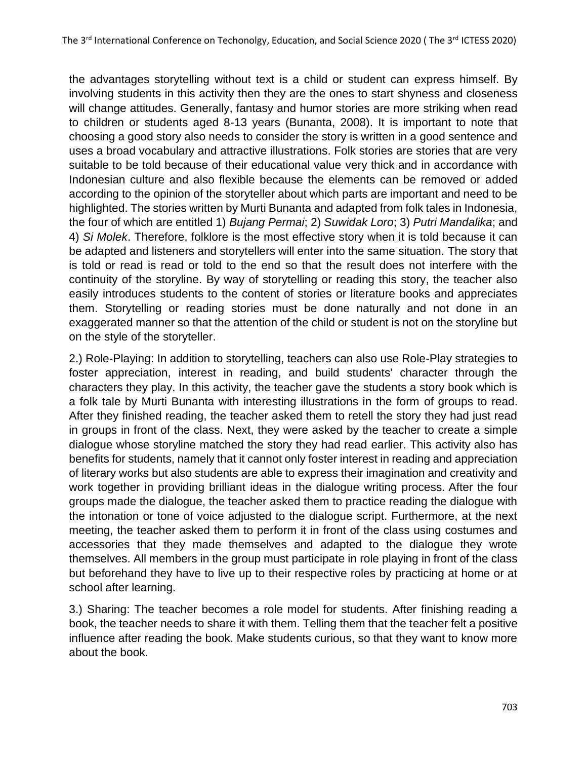the advantages storytelling without text is a child or student can express himself. By involving students in this activity then they are the ones to start shyness and closeness will change attitudes. Generally, fantasy and humor stories are more striking when read to children or students aged 8-13 years (Bunanta, 2008). It is important to note that choosing a good story also needs to consider the story is written in a good sentence and uses a broad vocabulary and attractive illustrations. Folk stories are stories that are very suitable to be told because of their educational value very thick and in accordance with Indonesian culture and also flexible because the elements can be removed or added according to the opinion of the storyteller about which parts are important and need to be highlighted. The stories written by Murti Bunanta and adapted from folk tales in Indonesia, the four of which are entitled 1) *Bujang Permai*; 2) *Suwidak Loro*; 3) *Putri Mandalika*; and 4) *Si Molek*. Therefore, folklore is the most effective story when it is told because it can be adapted and listeners and storytellers will enter into the same situation. The story that is told or read is read or told to the end so that the result does not interfere with the continuity of the storyline. By way of storytelling or reading this story, the teacher also easily introduces students to the content of stories or literature books and appreciates them. Storytelling or reading stories must be done naturally and not done in an exaggerated manner so that the attention of the child or student is not on the storyline but on the style of the storyteller.

2.) Role-Playing: In addition to storytelling, teachers can also use Role-Play strategies to foster appreciation, interest in reading, and build students' character through the characters they play. In this activity, the teacher gave the students a story book which is a folk tale by Murti Bunanta with interesting illustrations in the form of groups to read. After they finished reading, the teacher asked them to retell the story they had just read in groups in front of the class. Next, they were asked by the teacher to create a simple dialogue whose storyline matched the story they had read earlier. This activity also has benefits for students, namely that it cannot only foster interest in reading and appreciation of literary works but also students are able to express their imagination and creativity and work together in providing brilliant ideas in the dialogue writing process. After the four groups made the dialogue, the teacher asked them to practice reading the dialogue with the intonation or tone of voice adjusted to the dialogue script. Furthermore, at the next meeting, the teacher asked them to perform it in front of the class using costumes and accessories that they made themselves and adapted to the dialogue they wrote themselves. All members in the group must participate in role playing in front of the class but beforehand they have to live up to their respective roles by practicing at home or at school after learning.

3.) Sharing: The teacher becomes a role model for students. After finishing reading a book, the teacher needs to share it with them. Telling them that the teacher felt a positive influence after reading the book. Make students curious, so that they want to know more about the book.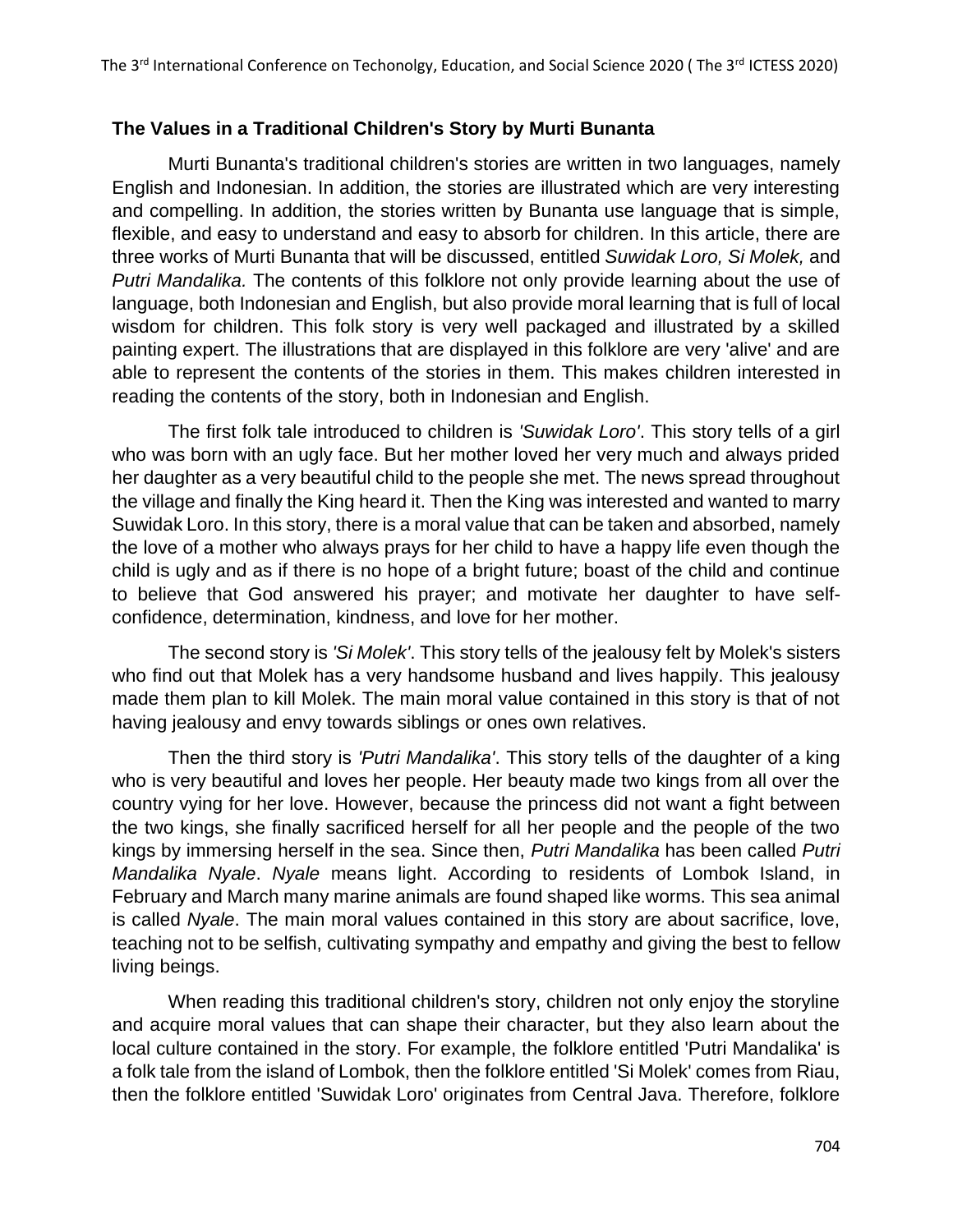### The Values in a Traditional Children's Story by Murti Bunanta

Murti Bunanta's traditional children's stories are written in two languages, namely English and Indonesian. In addition, the stories are illustrated which are very interesting and compelling. In addition, the stories written by Bunanta use language that is simple, flexible, and easy to understand and easy to absorb for children. In this article, there are three works of Murti Bunanta that will be discussed, entitled *Suwidak Loro, Si Molek,* and *Putri Mandalika.* The contents of this folklore not only provide learning about the use of language, both Indonesian and English, but also provide moral learning that is full of local wisdom for children. This folk story is very well packaged and illustrated by a skilled painting expert. The illustrations that are displayed in this folklore are very 'alive' and are able to represent the contents of the stories in them. This makes children interested in reading the contents of the story, both in Indonesian and English.

The first folk tale introduced to children is *'Suwidak Loro'*. This story tells of a girl who was born with an ugly face. But her mother loved her very much and always prided her daughter as a very beautiful child to the people she met. The news spread throughout the village and finally the King heard it. Then the King was interested and wanted to marry Suwidak Loro. In this story, there is a moral value that can be taken and absorbed, namely the love of a mother who always prays for her child to have a happy life even though the child is ugly and as if there is no hope of a bright future; boast of the child and continue to believe that God answered his prayer; and motivate her daughter to have self-confidence, determination, kindness, and love for her mother.

The second story is *'Si Molek'*. This story tells of the jealousy felt by Molek's sisters who find out that Molek has a very handsome husband and lives happily. This jealousy made them plan to kill Molek. The main moral value contained in this story is that of not having jealousy and envy towards siblings or ones own relatives.

Then the third story is *'Putri Mandalika'*. This story tells of the daughter of a king who is very beautiful and loves her people. Her beauty made two kings from all over the country vying for her love. However, because the princess did not want a fight between the two kings, she finally sacrificed herself for all her people and the people of the two kings by immersing herself in the sea. Since then, *Putri Mandalika* has been called *Putri Mandalika Nyale*. *Nyale* means light. According to residents of Lombok Island, in February and March many marine animals are found shaped like worms. This sea animal is called *Nyale*. The main moral values contained in this story are about sacrifice, love, teaching not to be selfish, cultivating sympathy and empathy and giving the best to fellow living beings.

When reading this traditional children's story, children not only enjoy the storyline and acquire moral values that can shape their character, but they also learn about the local culture contained in the story. For example, the folklore entitled 'Putri Mandalika' is a folk tale from the island of Lombok, then the folklore entitled 'Si Molek' comes from Riau, then the folklore entitled 'Suwidak Loro' originates from Central Java. Therefore, folklore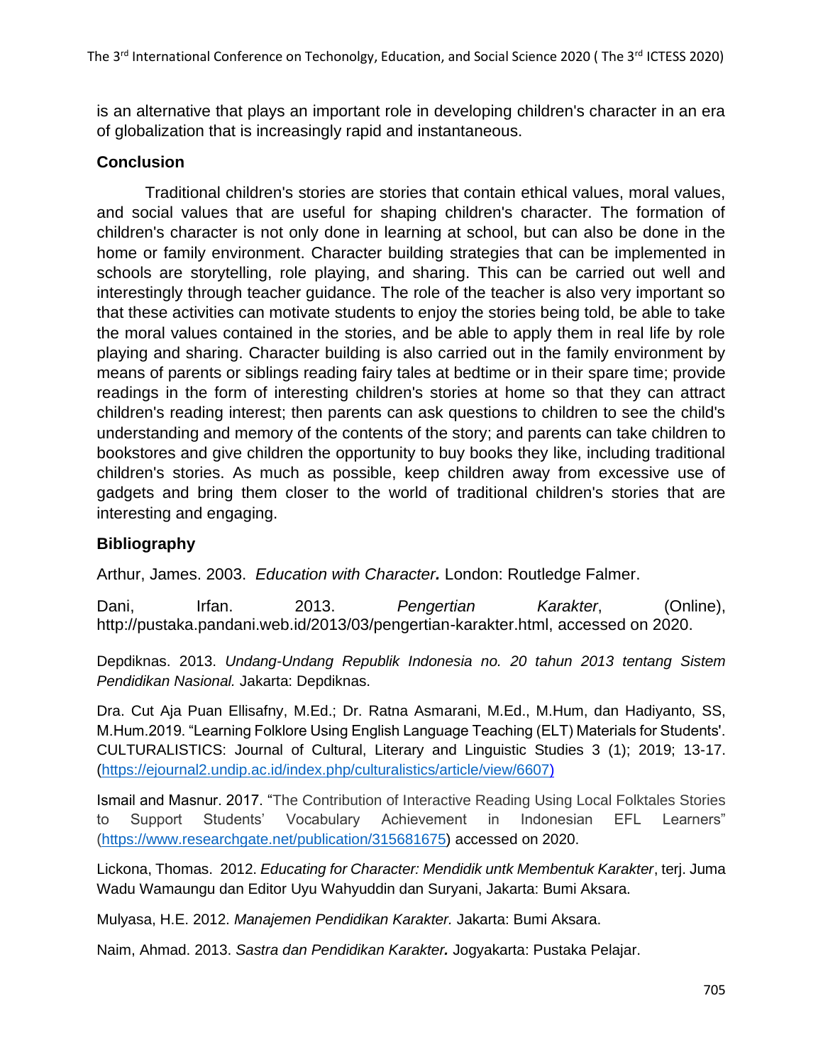is an alternative that plays an important role in developing children's character in an era of globalization that is increasingly rapid and instantaneous.

## Conclusion

Traditional children's stories are stories that contain ethical values, moral values, and social values that are useful for shaping children's character. The formation of children's character is not only done in learning at school, but can also be done in the home or family environment. Character building strategies that can be implemented in schools are storytelling, role playing, and sharing. This can be carried out well and interestingly through teacher guidance. The role of the teacher is also very important so that these activities can motivate students to enjoy the stories being told, be able to take the moral values contained in the stories, and be able to apply them in real life by role playing and sharing. Character building is also carried out in the family environment by means of parents or siblings reading fairy tales at bedtime or in their spare time; provide readings in the form of interesting children's stories at home so that they can attract children's reading interest; then parents can ask questions to children to see the child's understanding and memory of the contents of the story; and parents can take children to bookstores and give children the opportunity to buy books they like, including traditional children's stories. As much as possible, keep children away from excessive use of gadgets and bring them closer to the world of traditional children's stories that are interesting and engaging.

## Bibliography

Arthur, James. 2003. *Education with Character.* London: Routledge Falmer.

Dani, Irfan. 2013. *Pengertian Karakter*, (Online), http://pustaka.pandani.web.id/2013/03/pengertian-karakter.html, accessed on 2020.

Depdiknas. 2013. *Undang-Undang Republik Indonesia no. 20 tahun 2013 tentang Sistem Pendidikan Nasional.* Jakarta: Depdiknas.

Dra. Cut Aja Puan Ellisafny, M.Ed.; Dr. Ratna Asmarani, M.Ed., M.Hum, dan Hadiyanto, SS, M.Hum.2019. "Learning Folklore Using English Language Teaching (ELT) Materials for Students'. CULTURALISTICS: Journal of Cultural, Literary and Linguistic Studies 3 (1); 2019; 13-17. (https://ejournal2.undip.ac.id/index.php/culturalistics/article/view/6607)

Ismail and Masnur. 2017. "The Contribution of Interactive Reading Using Local Folktales Stories to Support Students' Vocabulary Achievement in Indonesian EFL Learners" (https://www.researchgate.net/publication/315681675) accessed on 2020.

Lickona, Thomas. 2012. *Educating for Character: Mendidik untk Membentuk Karakter*, terj. Juma Wadu Wamaungu dan Editor Uyu Wahyuddin dan Suryani, Jakarta: Bumi Aksara.

Mulyasa, H.E. 2012. *Manajemen Pendidikan Karakter.* Jakarta: Bumi Aksara.

Naim, Ahmad. 2013. *Sastra dan Pendidikan Karakter.* Jogyakarta: Pustaka Pelajar.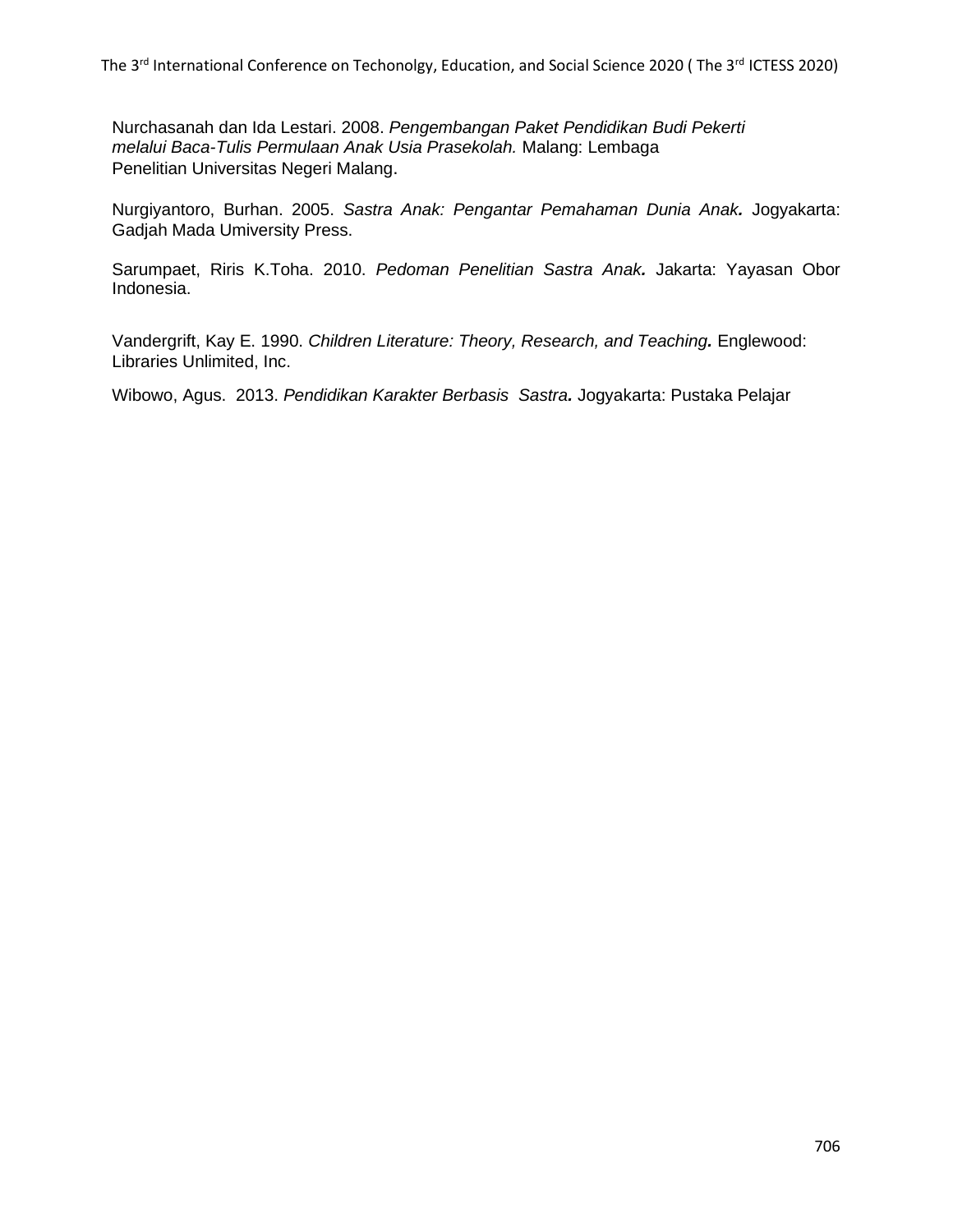Nurchasanah dan Ida Lestari. 2008. *Pengembangan Paket Pendidikan Budi Pekerti melalui Baca-Tulis Permulaan Anak Usia Prasekolah.* Malang: Lembaga Penelitian Universitas Negeri Malang.

Nurgiyantoro, Burhan. 2005. *Sastra Anak: Pengantar Pemahaman Dunia Anak.* Jogyakarta: Gadjah Mada Umiversity Press.

Sarumpaet, Riris K.Toha. 2010. *Pedoman Penelitian Sastra Anak.* Jakarta: Yayasan Obor Indonesia.

Vandergrift, Kay E. 1990. *Children Literature: Theory, Research, and Teaching.* Englewood: Libraries Unlimited, Inc.

Wibowo, Agus. 2013. *Pendidikan Karakter Berbasis Sastra.* Jogyakarta: Pustaka Pelajar